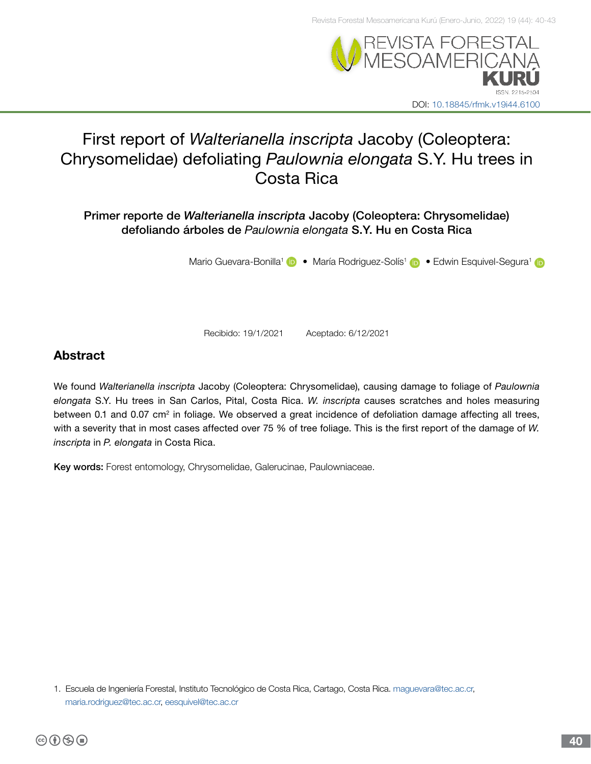# First report of *Walterianella inscripta* Jacoby (Coleoptera: Chrysomelidae) defoliating *Paulownia elongata* S.Y. Hu trees in Costa Rica

## Primer reporte de *Walterianella inscripta* Jacoby (Coleoptera: Chrysomelidae) defoliando árboles de *Paulownia elongata* S.Y. Hu en Costa Rica

Mario Guevara-Bonilla[1] • María Rodriguez-Solís[1] • Edwin Esquivel-Segura[1]

Recibido: 19/1/2021 Aceptado: 6/12/2021

## Abstract

We found *Walterianella inscripta* Jacoby (Coleoptera: Chrysomelidae), causing damage to foliage of *Paulownia elongata* S.Y. Hu trees in San Carlos, Pital, Costa Rica. *W. inscripta* causes scratches and holes measuring between 0.1 and 0.07 $cm^2$ in foliage. We observed a great incidence of defoliation damage affecting all trees, with a severity that in most cases affected over 75 % of tree foliage. This is the first report of the damage of *W. inscripta* in *P. elongata* in Costa Rica.

**Key words:** Forest entomology, Chrysomelidae, Galerucinae, Paulowniaceae.

1. Escuela de Ingeniería Forestal, Instituto Tecnológico de Costa Rica, Cartago, Costa Rica. maguevara@tec.ac.cr, maria.rodriguez@tec.ac.cr, eesquivel@tec.ac.cr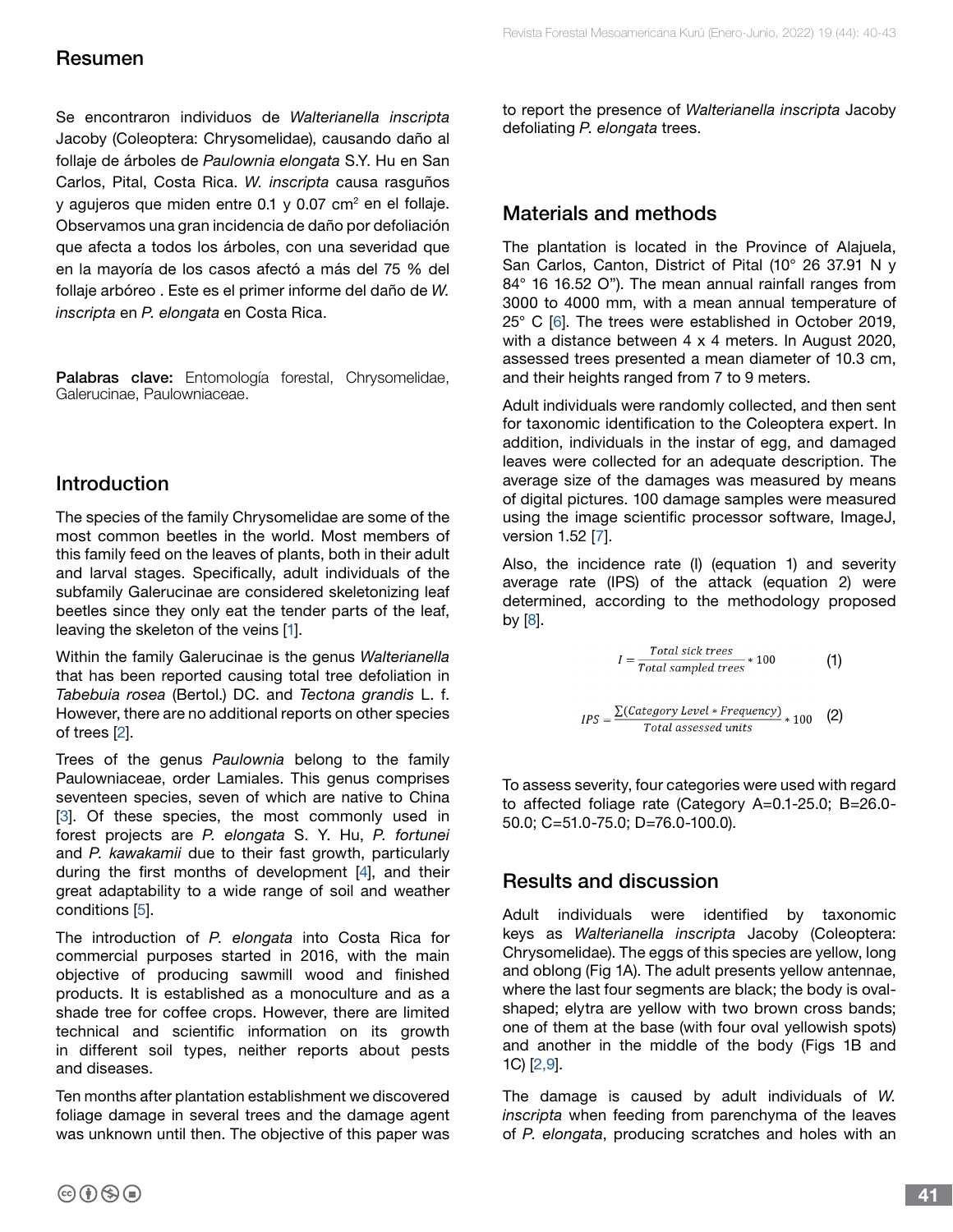## Resumen

Se encontraron individuos de *Walterianella inscripta* Jacoby (Coleoptera: Chrysomelidae), causando daño al follaje de árboles de *Paulownia elongata* S.Y. Hu en San Carlos, Pital, Costa Rica. *W. inscripta* causa rasguños y agujeros que miden entre 0.1 y 0.07 $cm^2$ en el follaje. Observamos una gran incidencia de daño por defoliación que afecta a todos los árboles, con una severidad que en la mayoría de los casos afectó a más del 75 % del follaje arbóreo . Este es el primer informe del daño de *W. inscripta* en *P. elongata* en Costa Rica.

**Palabras clave:** Entomología forestal, Chrysomelidae, Galerucinae, Paulowniaceae.

## Introduction

The species of the family Chrysomelidae are some of the most common beetles in the world. Most members of this family feed on the leaves of plants, both in their adult and larval stages. Specifically, adult individuals of the subfamily Galerucinae are considered skeletonizing leaf beetles since they only eat the tender parts of the leaf, leaving the skeleton of the veins [1].

Within the family Galerucinae is the genus *Walterianella* that has been reported causing total tree defoliation in *Tabebuia rosea* (Bertol.) DC. and *Tectona grandis* L. f. However, there are no additional reports on other species of trees [2].

Trees of the genus *Paulownia* belong to the family Paulowniaceae, order Lamiales. This genus comprises seventeen species, seven of which are native to China [3]. Of these species, the most commonly used in forest projects are *P. elongata* S. Y. Hu, *P. fortunei* and *P. kawakamii* due to their fast growth, particularly during the first months of development [4], and their great adaptability to a wide range of soil and weather conditions [5].

The introduction of *P. elongata* into Costa Rica for commercial purposes started in 2016, with the main objective of producing sawmill wood and finished products. It is established as a monoculture and as a shade tree for coffee crops. However, there are limited technical and scientific information on its growth in different soil types, neither reports about pests and diseases.

Ten months after plantation establishment we discovered foliage damage in several trees and the damage agent was unknown until then. The objective of this paper was to report the presence of *Walterianella inscripta* Jacoby defoliating *P. elongata* trees.

## Materials and methods

The plantation is located in the Province of Alajuela, San Carlos, Canton, District of Pital (10° 26 37.91 N y 84° 16 16.52 O"). The mean annual rainfall ranges from 3000 to 4000 mm, with a mean annual temperature of 25° C [6]. The trees were established in October 2019, with a distance between 4 x 4 meters. In August 2020, assessed trees presented a mean diameter of 10.3 cm, and their heights ranged from 7 to 9 meters.

Adult individuals were randomly collected, and then sent for taxonomic identification to the Coleoptera expert. In addition, individuals in the instar of egg, and damaged leaves were collected for an adequate description. The average size of the damages was measured by means of digital pictures. 100 damage samples were measured using the image scientific processor software, ImageJ, version 1.52 [7].

Also, the incidence rate (I) (equation 1) and severity average rate (IPS) of the attack (equation 2) were determined, according to the methodology proposed by [8].

$$I = \frac{Total\ sick\ trees}{Total\ sampled\ trees} * 100 \qquad (1)$$

$$IPS = \frac{\sum(Category\ Level * Frequency)}{Total\ assessed\ units} * 100 \qquad (2)$$

To assess severity, four categories were used with regard to affected foliage rate (Category A=0.1-25.0; B=26.0-50.0; C=51.0-75.0; D=76.0-100.0).

## Results and discussion

Adult individuals were identified by taxonomic keys as *Walterianella inscripta* Jacoby (Coleoptera: Chrysomelidae). The eggs of this species are yellow, long and oblong (Fig 1A). The adult presents yellow antennae, where the last four segments are black; the body is oval-shaped; elytra are yellow with two brown cross bands; one of them at the base (with four oval yellowish spots) and another in the middle of the body (Figs 1B and 1C) [2,9].

The damage is caused by adult individuals of *W. inscripta* when feeding from parenchyma of the leaves of *P. elongata*, producing scratches and holes with an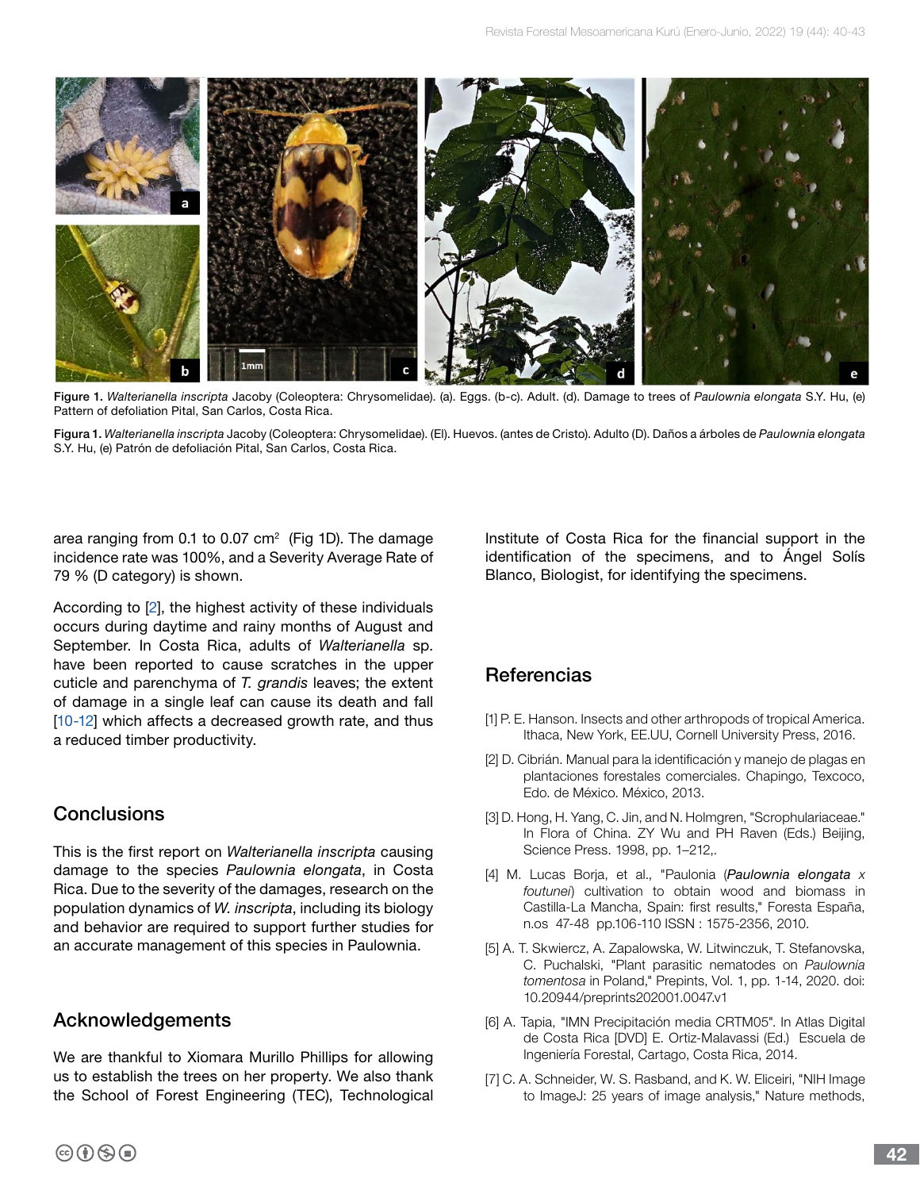Figure 1. *Walterianella inscripta* Jacoby (Coleoptera: Chrysomelidae). (a). Eggs. (b-c). Adult. (d). Damage to trees of *Paulownia elongata* S.Y. Hu, (e) Pattern of defoliation Pital, San Carlos, Costa Rica.

Figura 1. *Walterianella inscripta* Jacoby (Coleoptera: Chrysomelidae). (El). Huevos. (antes de Cristo). Adulto (D). Daños a árboles de *Paulownia elongata* S.Y. Hu, (e) Patrón de defoliación Pital, San Carlos, Costa Rica.

area ranging from 0.1 to 0.07 $cm^2$ (Fig 1D). The damage incidence rate was 100%, and a Severity Average Rate of 79 % (D category) is shown.

According to [2], the highest activity of these individuals occurs during daytime and rainy months of August and September. In Costa Rica, adults of *Walterianella* sp. have been reported to cause scratches in the upper cuticle and parenchyma of *T. grandis* leaves; the extent of damage in a single leaf can cause its death and fall [10-12] which affects a decreased growth rate, and thus a reduced timber productivity.

## Conclusions

This is the first report on *Walterianella inscripta* causing damage to the species *Paulownia elongata*, in Costa Rica. Due to the severity of the damages, research on the population dynamics of *W. inscripta*, including its biology and behavior are required to support further studies for an accurate management of this species in Paulownia.

## Acknowledgements

We are thankful to Xiomara Murillo Phillips for allowing us to establish the trees on her property. We also thank the School of Forest Engineering (TEC), Technological Institute of Costa Rica for the financial support in the identification of the specimens, and to Ángel Solís Blanco, Biologist, for identifying the specimens.

## Referencias

[1] P. E. Hanson. Insects and other arthropods of tropical America. Ithaca, New York, EE.UU, Cornell University Press, 2016.

[2] D. Cibrián. Manual para la identificación y manejo de plagas en plantaciones forestales comerciales. Chapingo, Texcoco, Edo. de México. México, 2013.

[3] D. Hong, H. Yang, C. Jin, and N. Holmgren, "Scrophulariaceae." In Flora of China. ZY Wu and PH Raven (Eds.) Beijing, Science Press. 1998, pp. 1–212,.

[4] M. Lucas Borja, et al., "Paulonia (*Paulownia elongata x foutunei*) cultivation to obtain wood and biomass in Castilla-La Mancha, Spain: first results," Foresta España, n.os 47-48 pp.106-110 ISSN : 1575-2356, 2010.

[5] A. T. Skwiercz, A. Zapalowska, W. Litwinczuk, T. Stefanovska, C. Puchalski, "Plant parasitic nematodes on *Paulownia tomentosa* in Poland," Prepints, Vol. 1, pp. 1-14, 2020. doi: 10.20944/preprints202001.0047.v1

[6] A. Tapia, "IMN Precipitación media CRTM05". In Atlas Digital de Costa Rica [DVD] E. Ortiz-Malavassi (Ed.) Escuela de Ingeniería Forestal, Cartago, Costa Rica, 2014.

[7] C. A. Schneider, W. S. Rasband, and K. W. Eliceiri, "NIH Image to ImageJ: 25 years of image analysis," Nature methods,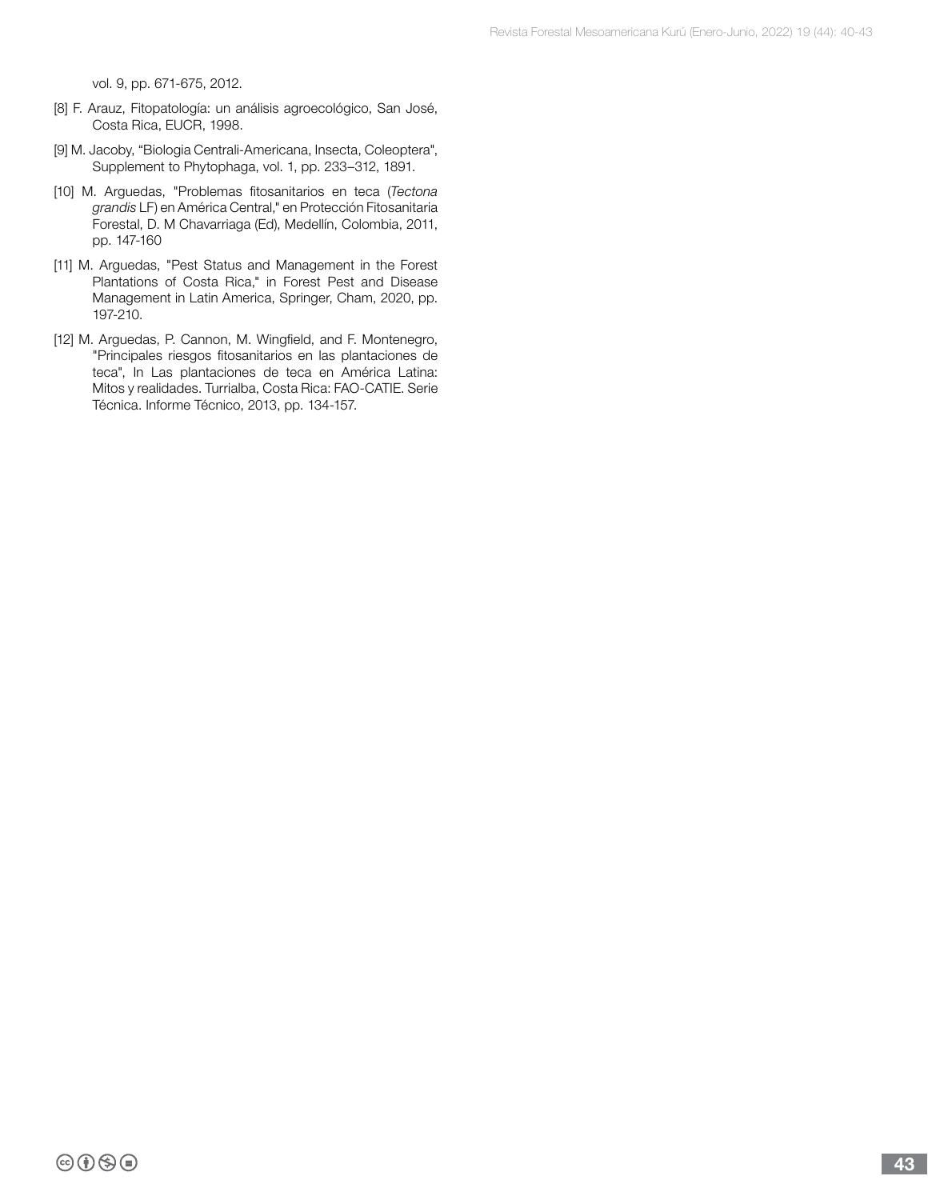vol. 9, pp. 671-675, 2012.

[8] F. Arauz, Fitopatología: un análisis agroecológico, San José, Costa Rica, EUCR, 1998.

[9] M. Jacoby, "Biologia Centrali-Americana, Insecta, Coleoptera", Supplement to Phytophaga, vol. 1, pp. 233–312, 1891.

[10] M. Arguedas, "Problemas fitosanitarios en teca (*Tectona grandis* LF) en América Central," en Protección Fitosanitaria Forestal, D. M Chavarriaga (Ed), Medellín, Colombia, 2011, pp. 147-160

[11] M. Arguedas, "Pest Status and Management in the Forest Plantations of Costa Rica," in Forest Pest and Disease Management in Latin America, Springer, Cham, 2020, pp. 197-210.

[12] M. Arguedas, P. Cannon, M. Wingfield, and F. Montenegro, "Principales riesgos fitosanitarios en las plantaciones de teca", In Las plantaciones de teca en América Latina: Mitos y realidades. Turrialba, Costa Rica: FAO-CATIE. Serie Técnica. Informe Técnico, 2013, pp. 134-157.